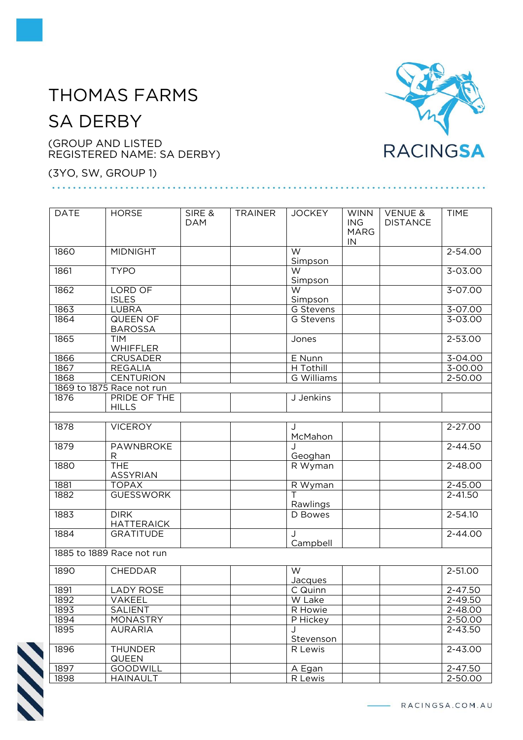# THOMAS FARMS SA DERBY

(GROUP AND LISTED REGISTERED NAME: SA DERBY)

(3YO, SW, GROUP 1)

| DATE | HORSE | SIRE & DAM | TRAINER | JOCKEY | WINNING MARGIN | VENUE & DISTANCE | TIME |
|---|---|---|---|---|---|---|---|
| 1860 | MIDNIGHT | | | W Simpson | | | 2-54.00 |
| 1861 | TYPO | | | W Simpson | | | 3-03.00 |
| 1862 | LORD OF ISLES | | | W Simpson | | | 3-07.00 |
| 1863 | LUBRA | | | G Stevens | | | 3-07.00 |
| 1864 | QUEEN OF BAROSSA | | | G Stevens | | | 3-03.00 |
| 1865 | TIM WHIFFLER | | | Jones | | | 2-53.00 |
| 1866 | CRUSADER | | | E Nunn | | | 3-04.00 |
| 1867 | REGALIA | | | H Tothill | | | 3-00.00 |
| 1868 | CENTURION | | | G Williams | | | 2-50.00 |
| 1869 to 1875 Race not run | | | | | | | |
| 1876 | PRIDE OF THE HILLS | | | J Jenkins | | | |
| | | | | | | | |
| 1878 | VICEROY | | | J McMahon | | | 2-27.00 |
| 1879 | PAWNBROKER | | | J Geoghan | | | 2-44.50 |
| 1880 | THE ASSYRIAN | | | R Wyman | | | 2-48.00 |
| 1881 | TOPAX | | | R Wyman | | | 2-45.00 |
| 1882 | GUESSWORK | | | T Rawlings | | | 2-41.50 |
| 1883 | DIRK HATTERAICK | | | D Bowes | | | 2-54.10 |
| 1884 | GRATITUDE | | | J Campbell | | | 2-44.00 |
| 1885 to 1889 Race not run | | | | | | | |
| 1890 | CHEDDAR | | | W Jacques | | | 2-51.00 |
| 1891 | LADY ROSE | | | C Quinn | | | 2-47.50 |
| 1892 | VAKEEL | | | W Lake | | | 2-49.50 |
| 1893 | SALIENT | | | R Howie | | | 2-48.00 |
| 1894 | MONASTRY | | | P Hickey | | | 2-50.00 |
| 1895 | AURARIA | | | J Stevenson | | | 2-43.50 |
| 1896 | THUNDER QUEEN | | | R Lewis | | | 2-43.00 |
| 1897 | GOODWILL | | | A Egan | | | 2-47.50 |
| 1898 | HAINAULT | | | R Lewis | | | 2-50.00 |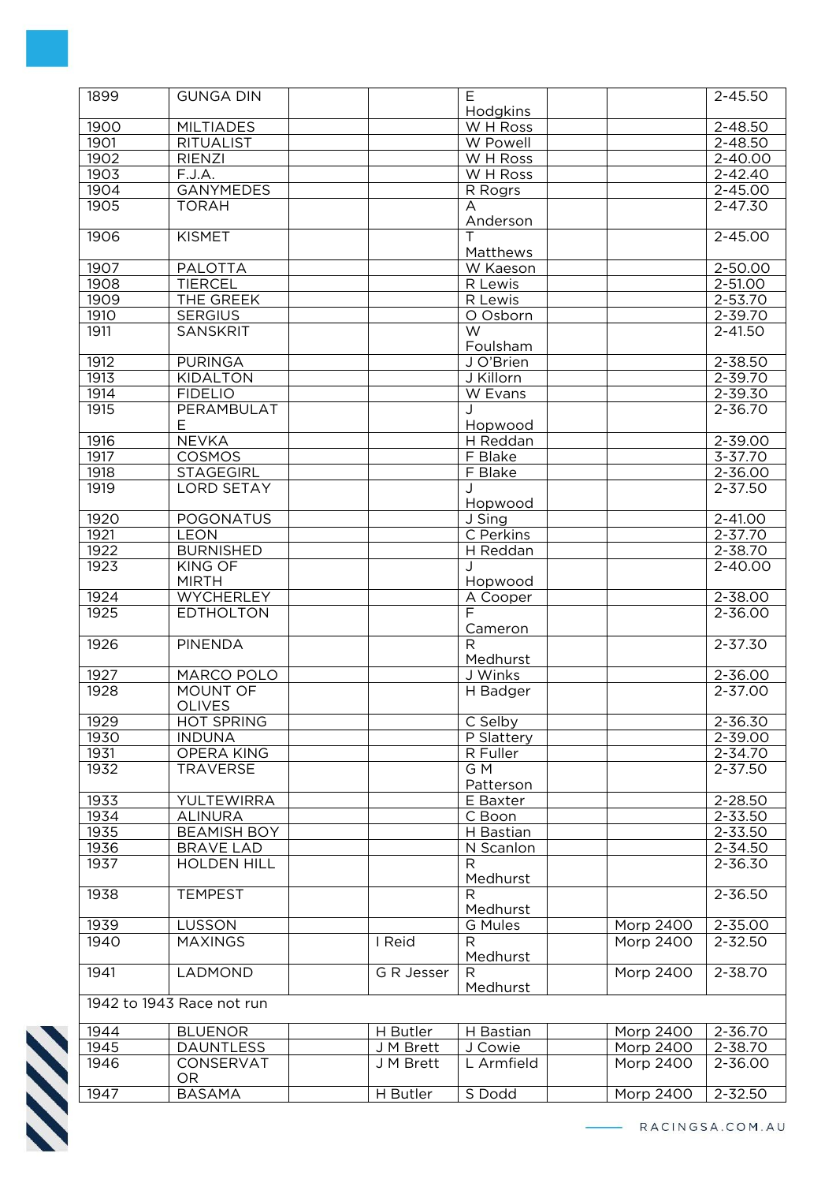| | | | | | | | |
|---|---|---|---|---|---|---|---|
| 1899 | GUNGA DIN | | | E Hodgkins | | | 2-45.50 |
| 1900 | MILTIADES | | | W H Ross | | | 2-48.50 |
| 1901 | RITUALIST | | | W Powell | | | 2-48.50 |
| 1902 | RIENZI | | | W H Ross | | | 2-40.00 |
| 1903 | F.J.A. | | | W H Ross | | | 2-42.40 |
| 1904 | GANYMEDES | | | R Rogrs | | | 2-45.00 |
| 1905 | TORAH | | | A Anderson | | | 2-47.30 |
| 1906 | KISMET | | | T Matthews | | | 2-45.00 |
| 1907 | PALOTTA | | | W Kaeson | | | 2-50.00 |
| 1908 | TIERCEL | | | R Lewis | | | 2-51.00 |
| 1909 | THE GREEK | | | R Lewis | | | 2-53.70 |
| 1910 | SERGIUS | | | O Osborn | | | 2-39.70 |
| 1911 | SANSKRIT | | | W Foulsham | | | 2-41.50 |
| 1912 | PURINGA | | | J O'Brien | | | 2-38.50 |
| 1913 | KIDALTON | | | J Killorn | | | 2-39.70 |
| 1914 | FIDELIO | | | W Evans | | | 2-39.30 |
| 1915 | PERAMBULATE | | | J Hopwood | | | 2-36.70 |
| 1916 | NEVKA | | | H Reddan | | | 2-39.00 |
| 1917 | COSMOS | | | F Blake | | | 3-37.70 |
| 1918 | STAGEGIRL | | | F Blake | | | 2-36.00 |
| 1919 | LORD SETAY | | | J Hopwood | | | 2-37.50 |
| 1920 | POGONATUS | | | J Sing | | | 2-41.00 |
| 1921 | LEON | | | C Perkins | | | 2-37.70 |
| 1922 | BURNISHED | | | H Reddan | | | 2-38.70 |
| 1923 | KING OF MIRTH | | | J Hopwood | | | 2-40.00 |
| 1924 | WYCHERLEY | | | A Cooper | | | 2-38.00 |
| 1925 | EDTHOLTON | | | F Cameron | | | 2-36.00 |
| 1926 | PINENDA | | | R Medhurst | | | 2-37.30 |
| 1927 | MARCO POLO | | | J Winks | | | 2-36.00 |
| 1928 | MOUNT OF OLIVES | | | H Badger | | | 2-37.00 |
| 1929 | HOT SPRING | | | C Selby | | | 2-36.30 |
| 1930 | INDUNA | | | P Slattery | | | 2-39.00 |
| 1931 | OPERA KING | | | R Fuller | | | 2-34.70 |
| 1932 | TRAVERSE | | | G M Patterson | | | 2-37.50 |
| 1933 | YULTEWIRRA | | | E Baxter | | | 2-28.50 |
| 1934 | ALINURA | | | C Boon | | | 2-33.50 |
| 1935 | BEAMISH BOY | | | H Bastian | | | 2-33.50 |
| 1936 | BRAVE LAD | | | N Scanlon | | | 2-34.50 |
| 1937 | HOLDEN HILL | | | R Medhurst | | | 2-36.30 |
| 1938 | TEMPEST | | | R Medhurst | | | 2-36.50 |
| 1939 | LUSSON | | | G Mules | | Morp 2400 | 2-35.00 |
| 1940 | MAXINGS | | I Reid | R Medhurst | | Morp 2400 | 2-32.50 |
| 1941 | LADMOND | | G R Jesser | R Medhurst | | Morp 2400 | 2-38.70 |
| 1942 to 1943 Race not run | | | | | | | |
| 1944 | BLUENOR | | H Butler | H Bastian | | Morp 2400 | 2-36.70 |
| 1945 | DAUNTLESS | | J M Brett | J Cowie | | Morp 2400 | 2-38.70 |
| 1946 | CONSERVATOR | | J M Brett | L Armfield | | Morp 2400 | 2-36.00 |
| 1947 | BASAMA | | H Butler | S Dodd | | Morp 2400 | 2-32.50 |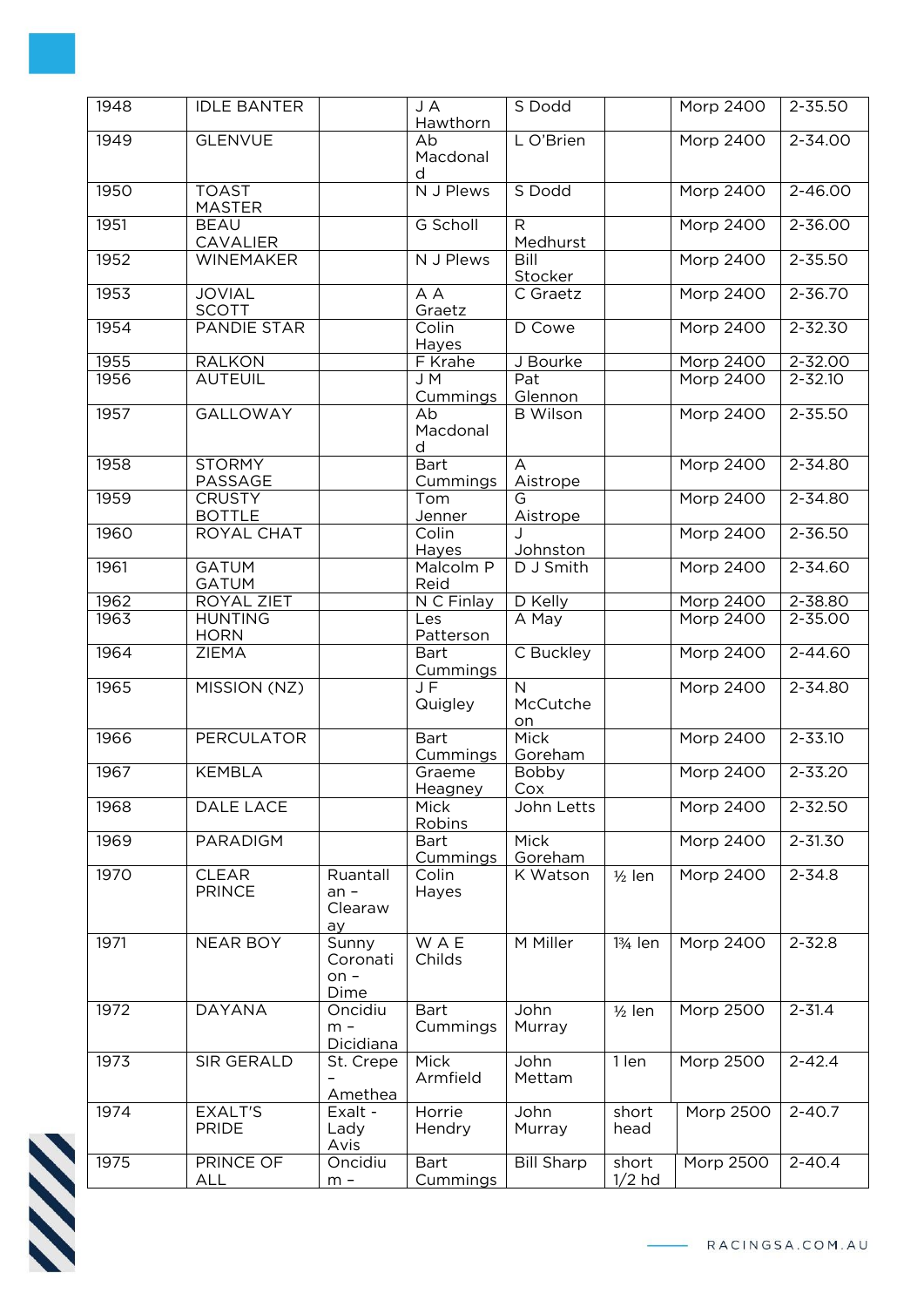| 1948 | IDLE BANTER | | J A Hawthorn | S Dodd | | Morp 2400 | 2-35.50 |
|---|---|---|---|---|---|---|---|
| 1949 | GLENVUE | | Ab Macdonald | L O'Brien | | Morp 2400 | 2-34.00 |
| 1950 | TOAST MASTER | | N J Plews | S Dodd | | Morp 2400 | 2-46.00 |
| 1951 | BEAU CAVALIER | | G Scholl | R Medhurst | | Morp 2400 | 2-36.00 |
| 1952 | WINEMAKER | | N J Plews | Bill Stocker | | Morp 2400 | 2-35.50 |
| 1953 | JOVIAL SCOTT | | A A Graetz | C Graetz | | Morp 2400 | 2-36.70 |
| 1954 | PANDIE STAR | | Colin Hayes | D Cowe | | Morp 2400 | 2-32.30 |
| 1955 | RALKON | | F Krahe | J Bourke | | Morp 2400 | 2-32.00 |
| 1956 | AUTEUIL | | J M Cummings | Pat Glennon | | Morp 2400 | 2-32.10 |
| 1957 | GALLOWAY | | Ab Macdonald | B Wilson | | Morp 2400 | 2-35.50 |
| 1958 | STORMY PASSAGE | | Bart Cummings | A Aistrope | | Morp 2400 | 2-34.80 |
| 1959 | CRUSTY BOTTLE | | Tom Jenner | G Aistrope | | Morp 2400 | 2-34.80 |
| 1960 | ROYAL CHAT | | Colin Hayes | J Johnston | | Morp 2400 | 2-36.50 |
| 1961 | GATUM GATUM | | Malcolm P Reid | D J Smith | | Morp 2400 | 2-34.60 |
| 1962 | ROYAL ZIET | | N C Finlay | D Kelly | | Morp 2400 | 2-38.80 |
| 1963 | HUNTING HORN | | Les Patterson | A May | | Morp 2400 | 2-35.00 |
| 1964 | ZIEMA | | Bart Cummings | C Buckley | | Morp 2400 | 2-44.60 |
| 1965 | MISSION (NZ) | | J F Quigley | N McCutcheon | | Morp 2400 | 2-34.80 |
| 1966 | PERCULATOR | | Bart Cummings | Mick Goreham | | Morp 2400 | 2-33.10 |
| 1967 | KEMBLA | | Graeme Heagney | Bobby Cox | | Morp 2400 | 2-33.20 |
| 1968 | DALE LACE | | Mick Robins | John Letts | | Morp 2400 | 2-32.50 |
| 1969 | PARADIGM | | Bart Cummings | Mick Goreham | | Morp 2400 | 2-31.30 |
| 1970 | CLEAR PRINCE | Ruantallan – Clearaway | Colin Hayes | K Watson | ½ len | Morp 2400 | 2-34.8 |
| 1971 | NEAR BOY | Sunny Coronation – Dime | W A E Childs | M Miller | 1¾ len | Morp 2400 | 2-32.8 |
| 1972 | DAYANA | Oncidium – Dicidiana | Bart Cummings | John Murray | ½ len | Morp 2500 | 2-31.4 |
| 1973 | SIR GERALD | St. Crepe – Amethea | Mick Armfield | John Mettam | 1 len | Morp 2500 | 2-42.4 |
| 1974 | EXALT'S PRIDE | Exalt - Lady Avis | Horrie Hendry | John Murray | short head | Morp 2500 | 2-40.7 |
| 1975 | PRINCE OF ALL | Oncidium – | Bart Cummings | Bill Sharp | short 1/2 hd | Morp 2500 | 2-40.4 |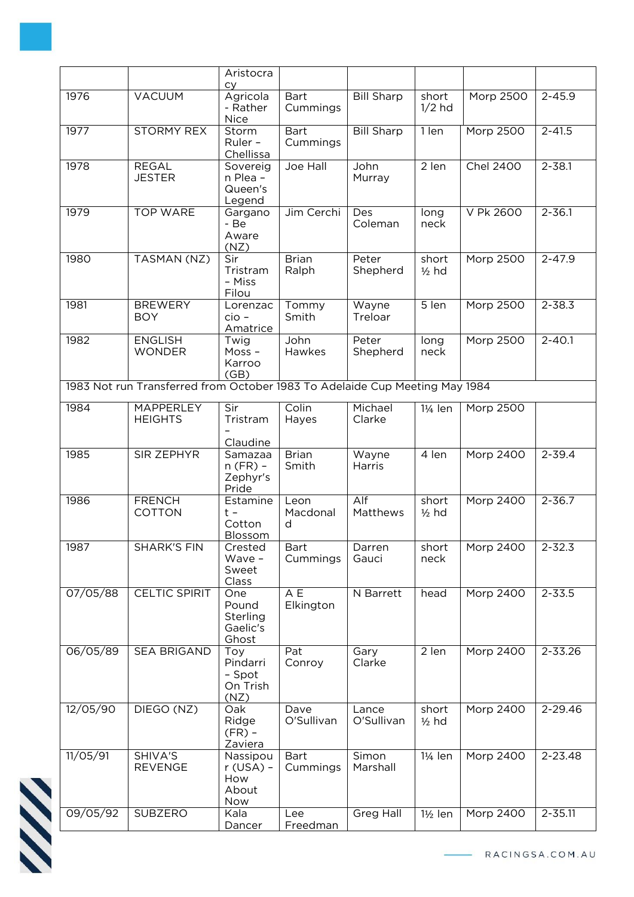| | | Aristocracy | | | | | |
|---|---|---|---|---|---|---|---|
| 1976 | VACUUM | Agricola - Rather Nice | Bart Cummings | Bill Sharp | short 1/2 hd | Morp 2500 | 2-45.9 |
| 1977 | STORMY REX | Storm Ruler – Chellissa | Bart Cummings | Bill Sharp | 1 len | Morp 2500 | 2-41.5 |
| 1978 | REGAL JESTER | Sovereign Plea – Queen's Legend | Joe Hall | John Murray | 2 len | Chel 2400 | 2-38.1 |
| 1979 | TOP WARE | Gargano - Be Aware (NZ) | Jim Cerchi | Des Coleman | long neck | V Pk 2600 | 2-36.1 |
| 1980 | TASMAN (NZ) | Sir Tristram – Miss Filou | Brian Ralph | Peter Shepherd | short ½ hd | Morp 2500 | 2-47.9 |
| 1981 | BREWERY BOY | Lorenzaccio – Amatrice | Tommy Smith | Wayne Treloar | 5 len | Morp 2500 | 2-38.3 |
| 1982 | ENGLISH WONDER | Twig Moss – Karroo (GB) | John Hawkes | Peter Shepherd | long neck | Morp 2500 | 2-40.1 |
| 1983 Not run Transferred from October 1983 To Adelaide Cup Meeting May 1984 | | | | | | | |
| 1984 | MAPPERLEY HEIGHTS | Sir Tristram – Claudine | Colin Hayes | Michael Clarke | 1¼ len | Morp 2500 | |
| 1985 | SIR ZEPHYR | Samazaan (FR) – Zephyr's Pride | Brian Smith | Wayne Harris | 4 len | Morp 2400 | 2-39.4 |
| 1986 | FRENCH COTTON | Estaminet – Cotton Blossom | Leon Macdonald | Alf Matthews | short ½ hd | Morp 2400 | 2-36.7 |
| 1987 | SHARK'S FIN | Crested Wave – Sweet Class | Bart Cummings | Darren Gauci | short neck | Morp 2400 | 2-32.3 |
| 07/05/88 | CELTIC SPIRIT | One Pound Sterling Gaelic's Ghost | A E Elkington | N Barrett | head | Morp 2400 | 2-33.5 |
| 06/05/89 | SEA BRIGAND | Toy Pindarri – Spot On Trish (NZ) | Pat Conroy | Gary Clarke | 2 len | Morp 2400 | 2-33.26 |
| 12/05/90 | DIEGO (NZ) | Oak Ridge (FR) – Zaviera | Dave O'Sullivan | Lance O'Sullivan | short ½ hd | Morp 2400 | 2-29.46 |
| 11/05/91 | SHIVA'S REVENGE | Nassipour (USA) – How About Now | Bart Cummings | Simon Marshall | 1¼ len | Morp 2400 | 2-23.48 |
| 09/05/92 | SUBZERO | Kala Dancer | Lee Freedman | Greg Hall | 1½ len | Morp 2400 | 2-35.11 |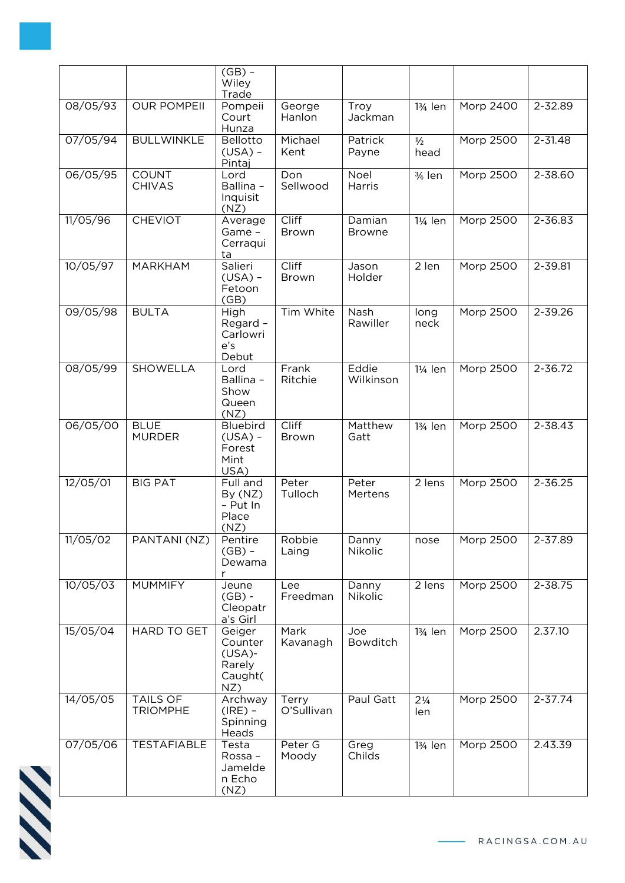| | | (GB) – Wiley Trade | | | | | |
|---|---|---|---|---|---|---|---|
| 08/05/93 | OUR POMPEII | Pompeii Court Hunza | George Hanlon | Troy Jackman | 1¾ len | Morp 2400 | 2-32.89 |
| 07/05/94 | BULLWINKLE | Bellotto (USA) – Pintaj | Michael Kent | Patrick Payne | ½ head | Morp 2500 | 2-31.48 |
| 06/05/95 | COUNT CHIVAS | Lord Ballina – Inquisit (NZ) | Don Sellwood | Noel Harris | ¾ len | Morp 2500 | 2-38.60 |
| 11/05/96 | CHEVIOT | Average Game – Cerraquita | Cliff Brown | Damian Browne | 1¼ len | Morp 2500 | 2-36.83 |
| 10/05/97 | MARKHAM | Salieri (USA) – Fetoon (GB) | Cliff Brown | Jason Holder | 2 len | Morp 2500 | 2-39.81 |
| 09/05/98 | BULTA | High Regard – Carlowrie's Debut | Tim White | Nash Rawiller | long neck | Morp 2500 | 2-39.26 |
| 08/05/99 | SHOWELLA | Lord Ballina – Show Queen (NZ) | Frank Ritchie | Eddie Wilkinson | 1¼ len | Morp 2500 | 2-36.72 |
| 06/05/00 | BLUE MURDER | Bluebird (USA) – Forest Mint USA) | Cliff Brown | Matthew Gatt | 1¾ len | Morp 2500 | 2-38.43 |
| 12/05/01 | BIG PAT | Full and By (NZ) – Put In Place (NZ) | Peter Tulloch | Peter Mertens | 2 lens | Morp 2500 | 2-36.25 |
| 11/05/02 | PANTANI (NZ) | Pentire (GB) – Dewamar | Robbie Laing | Danny Nikolic | nose | Morp 2500 | 2-37.89 |
| 10/05/03 | MUMMIFY | Jeune (GB) - Cleopatra's Girl | Lee Freedman | Danny Nikolic | 2 lens | Morp 2500 | 2-38.75 |
| 15/05/04 | HARD TO GET | Geiger Counter (USA)- Rarely Caught(NZ) | Mark Kavanagh | Joe Bowditch | 1¾ len | Morp 2500 | 2.37.10 |
| 14/05/05 | TAILS OF TRIOMPHE | Archway (IRE) – Spinning Heads | Terry O'Sullivan | Paul Gatt | 2¼ len | Morp 2500 | 2-37.74 |
| 07/05/06 | TESTAFIABLE | Testa Rossa – Jamelden Echo (NZ) | Peter G Moody | Greg Childs | 1¾ len | Morp 2500 | 2.43.39 |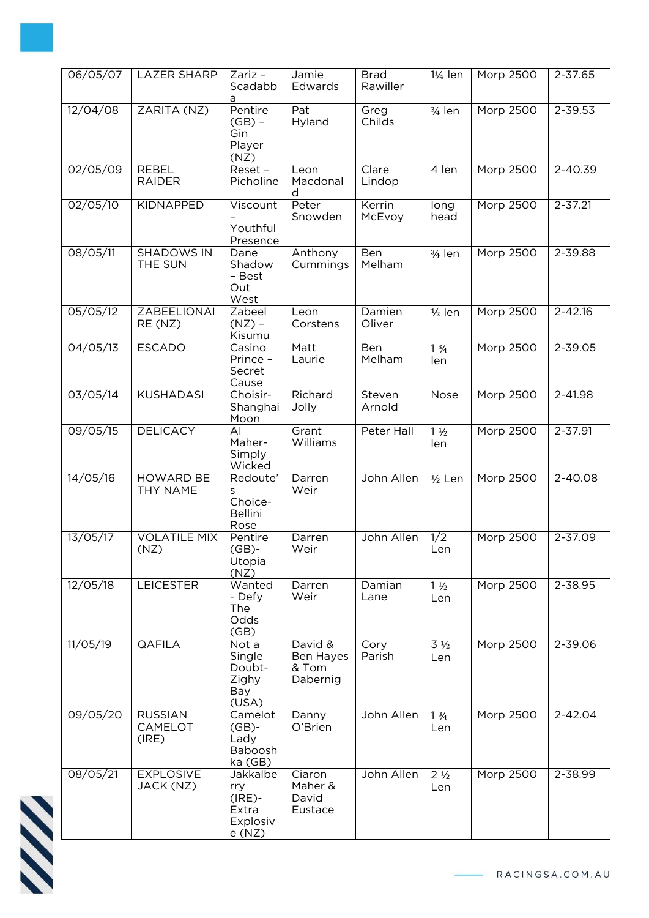| 06/05/07 | LAZER SHARP | Zariz – Scadabba | Jamie Edwards | Brad Rawiller | 1¼ len | Morp 2500 | 2-37.65 |
|---|---|---|---|---|---|---|---|
| 12/04/08 | ZARITA (NZ) | Pentire (GB) – Gin Player (NZ) | Pat Hyland | Greg Childs | ¾ len | Morp 2500 | 2-39.53 |
| 02/05/09 | REBEL RAIDER | Reset – Picholine | Leon Macdonald | Clare Lindop | 4 len | Morp 2500 | 2-40.39 |
| 02/05/10 | KIDNAPPED | Viscount – Youthful Presence | Peter Snowden | Kerrin McEvoy | long head | Morp 2500 | 2-37.21 |
| 08/05/11 | SHADOWS IN THE SUN | Dane Shadow – Best Out West | Anthony Cummings | Ben Melham | ¾ len | Morp 2500 | 2-39.88 |
| 05/05/12 | ZABEELIONAIRE (NZ) | Zabeel (NZ) – Kisumu | Leon Corstens | Damien Oliver | ½ len | Morp 2500 | 2-42.16 |
| 04/05/13 | ESCADO | Casino Prince – Secret Cause | Matt Laurie | Ben Melham | 1 ¾ len | Morp 2500 | 2-39.05 |
| 03/05/14 | KUSHADASI | Choisir- Shanghai Moon | Richard Jolly | Steven Arnold | Nose | Morp 2500 | 2-41.98 |
| 09/05/15 | DELICACY | Al Maher- Simply Wicked | Grant Williams | Peter Hall | 1 ½ len | Morp 2500 | 2-37.91 |
| 14/05/16 | HOWARD BE THY NAME | Redoute's Choice- Bellini Rose | Darren Weir | John Allen | ½ Len | Morp 2500 | 2-40.08 |
| 13/05/17 | VOLATILE MIX (NZ) | Pentire (GB)- Utopia (NZ) | Darren Weir | John Allen | 1/2 Len | Morp 2500 | 2-37.09 |
| 12/05/18 | LEICESTER | Wanted - Defy The Odds (GB) | Darren Weir | Damian Lane | 1 ½ Len | Morp 2500 | 2-38.95 |
| 11/05/19 | QAFILA | Not a Single Doubt- Zighy Bay (USA) | David & Ben Hayes & Tom Dabernig | Cory Parish | 3 ½ Len | Morp 2500 | 2-39.06 |
| 09/05/20 | RUSSIAN CAMELOT (IRE) | Camelot (GB)- Lady Babooshka (GB) | Danny O'Brien | John Allen | 1 ¾ Len | Morp 2500 | 2-42.04 |
| 08/05/21 | EXPLOSIVE JACK (NZ) | Jakkalberry (IRE)- Extra Explosive (NZ) | Ciaron Maher & David Eustace | John Allen | 2 ½ Len | Morp 2500 | 2-38.99 |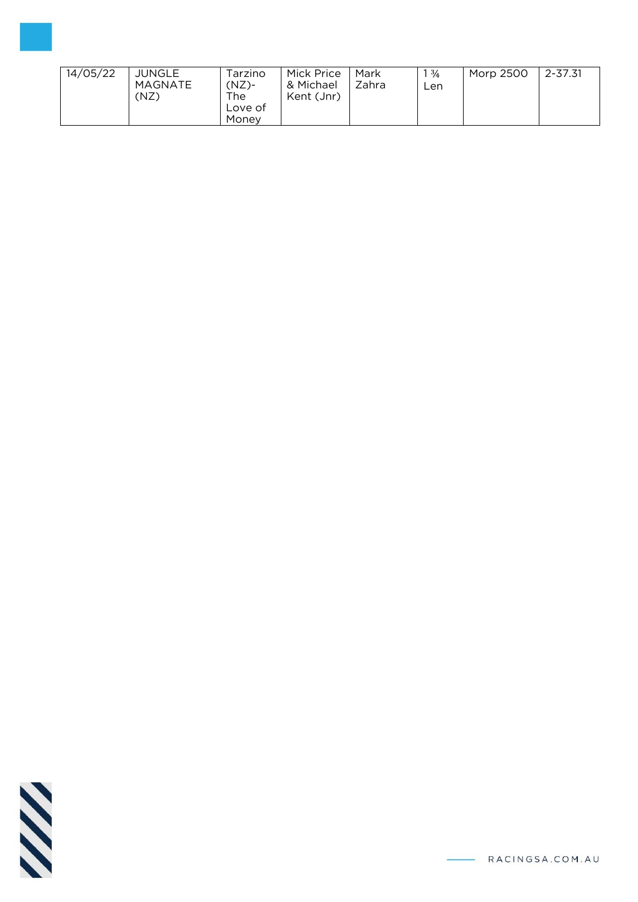| | | | | | | | |
|---|---|---|---|---|---|---|---|
| 14/05/22 | JUNGLE MAGNATE (NZ) | Tarzino (NZ)-The Love of Money | Mick Price & Michael Kent (Jnr) | Mark Zahra | 1 ¾ Len | Morp 2500 | 2-37.31 |